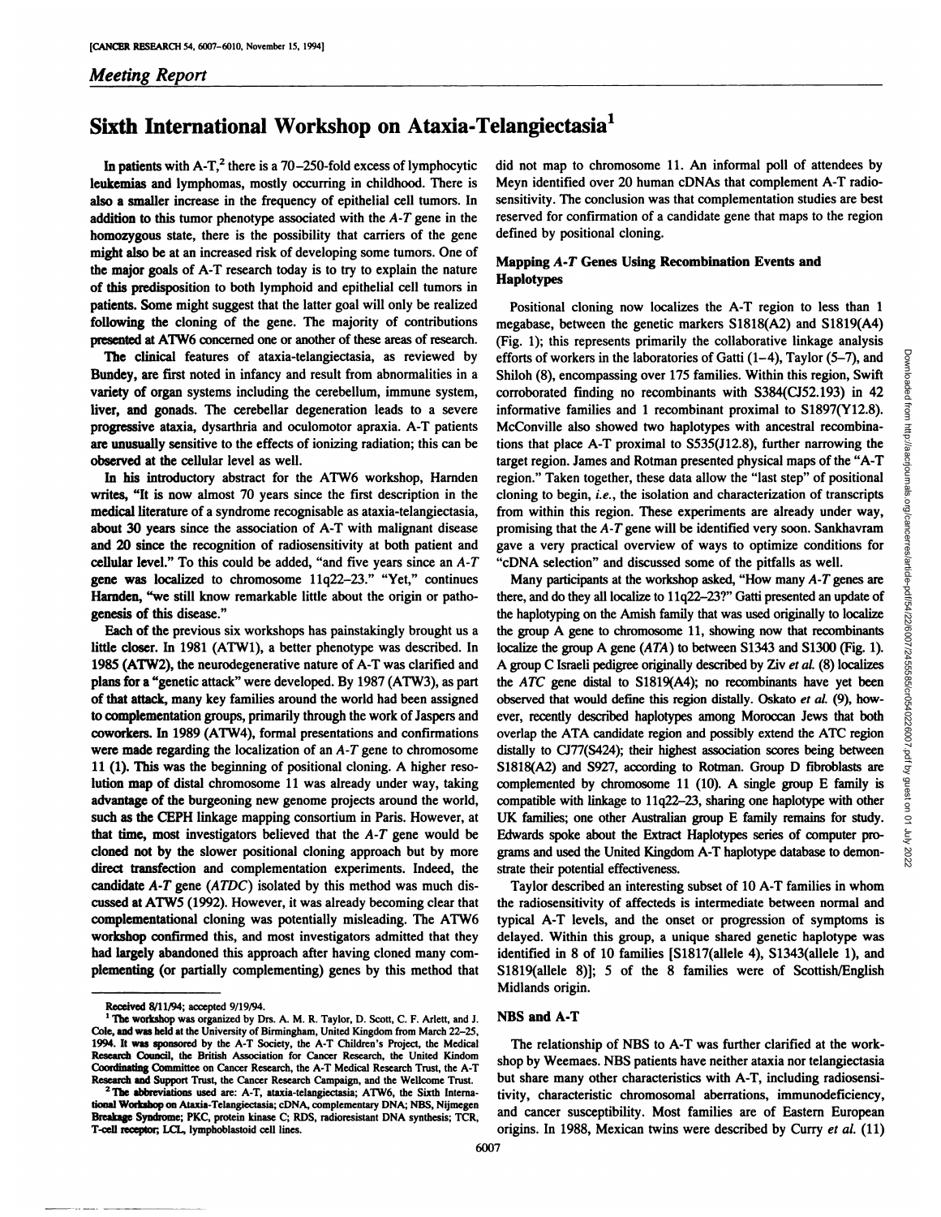*Meeting Report*

# Sixth International Workshop on Ataxia-Telangiectasia[1]

In patients with A-T,[2] there is a 70–250-fold excess of lymphocytic leukemias and lymphomas, mostly occurring in childhood. There is also a smaller increase in the frequency of epithelial cell tumors. In addition to this tumor phenotype associated with the *A-T* gene in the homozygous state, there is the possibility that carriers of the gene might also be at an increased risk of developing some tumors. One of the major goals of A-T research today is to try to explain the nature of this predisposition to both lymphoid and epithelial cell tumors in patients. Some might suggest that the latter goal will only be realized following the cloning of the gene. The majority of contributions presented at ATW6 concerned one or another of these areas of research.

The clinical features of ataxia-telangiectasia, as reviewed by Bundey, are first noted in infancy and result from abnormalities in a variety of organ systems including the cerebellum, immune system, liver, and gonads. The cerebellar degeneration leads to a severe progressive ataxia, dysarthria and oculomotor apraxia. A-T patients are unusually sensitive to the effects of ionizing radiation; this can be observed at the cellular level as well.

In his introductory abstract for the ATW6 workshop, Harnden writes, "It is now almost 70 years since the first description in the medical literature of a syndrome recognisable as ataxia-telangiectasia, about 30 years since the association of A-T with malignant disease and 20 since the recognition of radiosensitivity at both patient and cellular level." To this could be added, "and five years since an *A-T* gene was localized to chromosome 11q22–23." "Yet," continues Harnden, "we still know remarkable little about the origin or pathogenesis of this disease."

Each of the previous six workshops has painstakingly brought us a little closer. In 1981 (ATW1), a better phenotype was described. In 1985 (ATW2), the neurodegenerative nature of A-T was clarified and plans for a "genetic attack" were developed. By 1987 (ATW3), as part of that attack, many key families around the world had been assigned to complementation groups, primarily through the work of Jaspers and coworkers. In 1989 (ATW4), formal presentations and confirmations were made regarding the localization of an *A-T* gene to chromosome 11 (1). This was the beginning of positional cloning. A higher resolution map of distal chromosome 11 was already under way, taking advantage of the burgeoning new genome projects around the world, such as the CEPH linkage mapping consortium in Paris. However, at that time, most investigators believed that the *A-T* gene would be cloned not by the slower positional cloning approach but by more direct transfection and complementation experiments. Indeed, the candidate *A-T* gene (*ATDC*) isolated by this method was much discussed at ATW5 (1992). However, it was already becoming clear that complementational cloning was potentially misleading. The ATW6 workshop confirmed this, and most investigators admitted that they had largely abandoned this approach after having cloned many complementing (or partially complementing) genes by this method that did not map to chromosome 11. An informal poll of attendees by Meyn identified over 20 human cDNAs that complement A-T radiosensitivity. The conclusion was that complementation studies are best reserved for confirmation of a candidate gene that maps to the region defined by positional cloning.

## Mapping *A-T* Genes Using Recombination Events and Haplotypes

Positional cloning now localizes the A-T region to less than 1 megabase, between the genetic markers S1818(A2) and S1819(A4) (Fig. 1); this represents primarily the collaborative linkage analysis efforts of workers in the laboratories of Gatti (1–4), Taylor (5–7), and Shiloh (8), encompassing over 175 families. Within this region, Swift corroborated finding no recombinants with S384(CJ52.193) in 42 informative families and 1 recombinant proximal to S1897(Y12.8). McConville also showed two haplotypes with ancestral recombinations that place A-T proximal to S535(J12.8), further narrowing the target region. James and Rotman presented physical maps of the "A-T region." Taken together, these data allow the "last step" of positional cloning to begin, *i.e.*, the isolation and characterization of transcripts from within this region. These experiments are already under way, promising that the *A-T* gene will be identified very soon. Sankhavram gave a very practical overview of ways to optimize conditions for "cDNA selection" and discussed some of the pitfalls as well.

Many participants at the workshop asked, "How many *A-T* genes are there, and do they all localize to 11q22–23?" Gatti presented an update of the haplotyping on the Amish family that was used originally to localize the group A gene to chromosome 11, showing now that recombinants localize the group A gene (*ATA*) to between S1343 and S1300 (Fig. 1). A group C Israeli pedigree originally described by Ziv *et al.* (8) localizes the *ATC* gene distal to S1819(A4); no recombinants have yet been observed that would define this region distally. Oskato *et al.* (9), however, recently described haplotypes among Moroccan Jews that both overlap the ATA candidate region and possibly extend the ATC region distally to CJ77(S424); their highest association scores being between S1818(A2) and S927, according to Rotman. Group D fibroblasts are complemented by chromosome 11 (10). A single group E family is compatible with linkage to 11q22–23, sharing one haplotype with other UK families; one other Australian group E family remains for study. Edwards spoke about the Extract Haplotypes series of computer programs and used the United Kingdom A-T haplotype database to demonstrate their potential effectiveness.

Taylor described an interesting subset of 10 A-T families in whom the radiosensitivity of affecteds is intermediate between normal and typical A-T levels, and the onset or progression of symptoms is delayed. Within this group, a unique shared genetic haplotype was identified in 8 of 10 families [S1817(allele 4), S1343(allele 1), and S1819(allele 8)]; 5 of the 8 families were of Scottish/English Midlands origin.

## NBS and A-T

The relationship of NBS to A-T was further clarified at the workshop by Weemaes. NBS patients have neither ataxia nor telangiectasia but share many other characteristics with A-T, including radiosensitivity, characteristic chromosomal aberrations, immunodeficiency, and cancer susceptibility. Most families are of Eastern European origins. In 1988, Mexican twins were described by Curry *et al.* (11)

---

Received 8/11/94; accepted 9/19/94.

[1] The workshop was organized by Drs. A. M. R. Taylor, D. Scott, C. F. Arlett, and J. Cole, and was held at the University of Birmingham, United Kingdom from March 22–25, 1994. It was sponsored by the A-T Society, the A-T Children's Project, the Medical Research Council, the British Association for Cancer Research, the United Kingdom Coordinating Committee on Cancer Research, the A-T Medical Research Trust, the A-T Research and Support Trust, the Cancer Research Campaign, and the Wellcome Trust.

[2] The abbreviations used are: A-T, ataxia-telangiectasia; ATW6, the Sixth International Workshop on Ataxia-Telangiectasia; cDNA, complementary DNA; NBS, Nijmegen Breakage Syndrome; PKC, protein kinase C; RDS, radioresistant DNA synthesis; TCR, T-cell receptor; LCL, lymphoblastoid cell lines.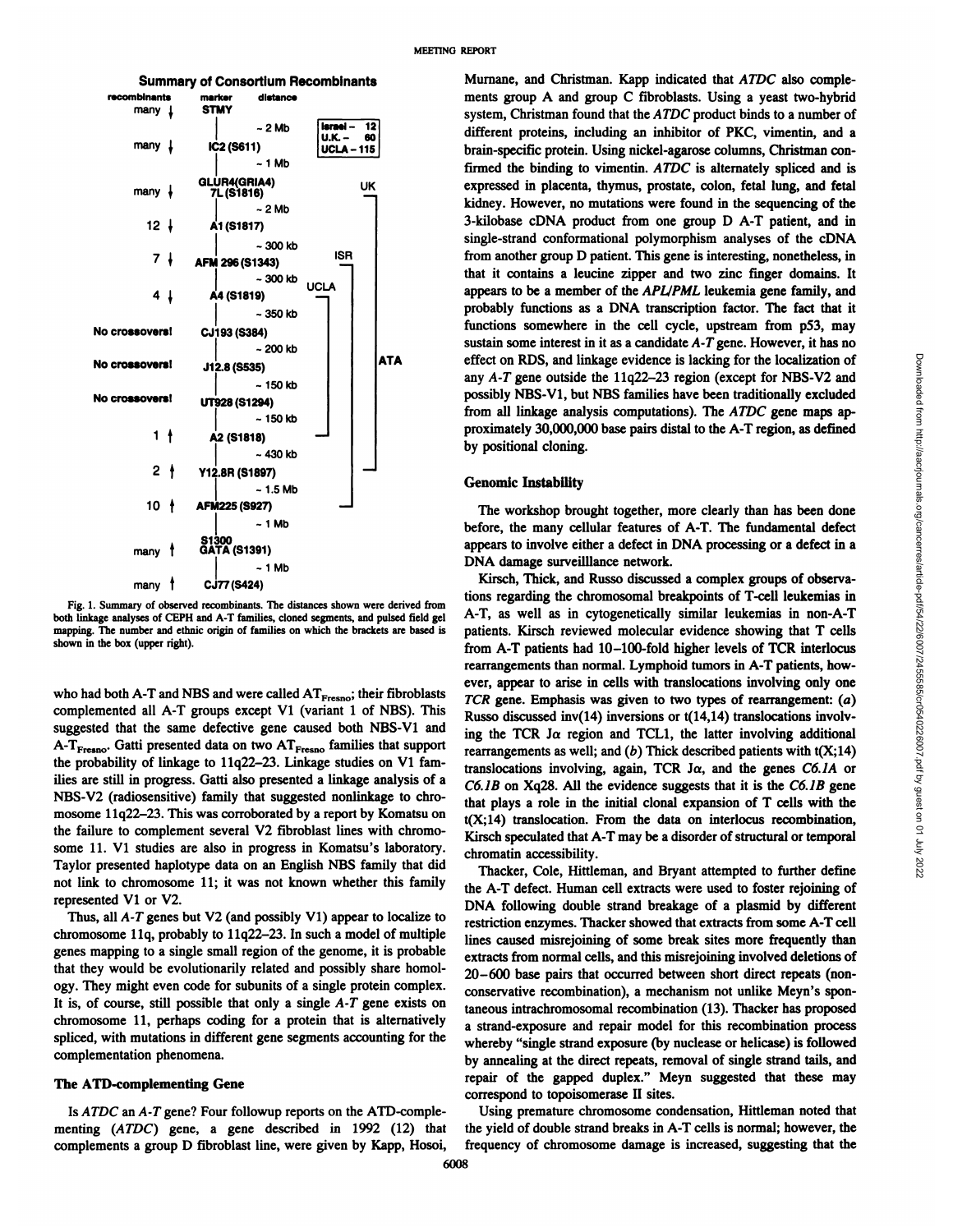**Summary of Consortium Recombinants**

| recombinants | marker | distance |
|---|---|---|
| many ↓ | STMY | |
| | | ~ 2 Mb |
| many ↓ | IC2 (S611) | |
| | | ~ 1 Mb |
| many ↓ | GLUR4(GRIA4) 7L (S1816) | |
| | | ~ 2 Mb |
| 12 ↓ | A1 (S1817) | |
| | | ~ 300 kb |
| 7 ↓ | AFM 296 (S1343) | |
| | | ~ 300 kb |
| 4 ↓ | A4 (S1819) | |
| | | ~ 350 kb |
| No crossovers! | CJ193 (S384) | |
| | | ~ 200 kb |
| No crossovers! | J12.8 (S535) | |
| | | ~ 150 kb |
| No crossovers! | UT928 (S1294) | |
| | | ~ 150 kb |
| 1 ↑ | A2 (S1818) | |
| | | ~ 430 kb |
| 2 ↑ | Y12.8R (S1897) | |
| | | ~ 1.5 Mb |
| 10 ↑ | AFM225 (S927) | |
| | | ~ 1 Mb |
| many ↑ | S1300 GATA (S1391) | |
| | | ~ 1 Mb |
| many ↑ | CJ77 (S424) | |

Israel – 12; U.K. – 60; UCLA – 115

Brackets: UK, ISR, UCLA, ATA

Fig. 1. Summary of observed recombinants. The distances shown were derived from both linkage analyses of CEPH and A-T families, cloned segments, and pulsed field gel mapping. The number and ethnic origin of families on which the brackets are based is shown in the box (upper right).

who had both A-T and NBS and were called $AT_{Fresno}$; their fibroblasts complemented all A-T groups except V1 (variant 1 of NBS). This suggested that the same defective gene caused both NBS-V1 and $A\text{-}T_{Fresno}$. Gatti presented data on two $AT_{Fresno}$ families that support the probability of linkage to 11q22–23. Linkage studies on V1 families are still in progress. Gatti also presented a linkage analysis of a NBS-V2 (radiosensitive) family that suggested nonlinkage to chromosome 11q22–23. This was corroborated by a report by Komatsu on the failure to complement several V2 fibroblast lines with chromosome 11. V1 studies are also in progress in Komatsu's laboratory. Taylor presented haplotype data on an English NBS family that did not link to chromosome 11; it was not known whether this family represented V1 or V2.

Thus, all *A-T* genes but V2 (and possibly V1) appear to localize to chromosome 11q, probably to 11q22–23. In such a model of multiple genes mapping to a single small region of the genome, it is probable that they would be evolutionarily related and possibly share homology. They might even code for subunits of a single protein complex. It is, of course, still possible that only a single *A-T* gene exists on chromosome 11, perhaps coding for a protein that is alternatively spliced, with mutations in different gene segments accounting for the complementation phenomena.

## The ATD-complementing Gene

Is *ATDC* an *A-T* gene? Four followup reports on the ATD-complementing (*ATDC*) gene, a gene described in 1992 (12) that complements a group D fibroblast line, were given by Kapp, Hosoi, Murnane, and Christman. Kapp indicated that *ATDC* also complements group A and group C fibroblasts. Using a yeast two-hybrid system, Christman found that the *ATDC* product binds to a number of different proteins, including an inhibitor of PKC, vimentin, and a brain-specific protein. Using nickel-agarose columns, Christman confirmed the binding to vimentin. *ATDC* is alternately spliced and is expressed in placenta, thymus, prostate, colon, fetal lung, and fetal kidney. However, no mutations were found in the sequencing of the 3-kilobase cDNA product from one group D A-T patient, and in single-strand conformational polymorphism analyses of the cDNA from another group D patient. This gene is interesting, nonetheless, in that it contains a leucine zipper and two zinc finger domains. It appears to be a member of the *APL/PML* leukemia gene family, and probably functions as a DNA transcription factor. The fact that it functions somewhere in the cell cycle, upstream from p53, may sustain some interest in it as a candidate *A-T* gene. However, it has no effect on RDS, and linkage evidence is lacking for the localization of any *A-T* gene outside the 11q22–23 region (except for NBS-V2 and possibly NBS-V1, but NBS families have been traditionally excluded from all linkage analysis computations). The *ATDC* gene maps approximately 30,000,000 base pairs distal to the A-T region, as defined by positional cloning.

## Genomic Instability

The workshop brought together, more clearly than has been done before, the many cellular features of A-T. The fundamental defect appears to involve either a defect in DNA processing or a defect in a DNA damage surveilllance network.

Kirsch, Thick, and Russo discussed a complex groups of observations regarding the chromosomal breakpoints of T-cell leukemias in A-T, as well as in cytogenetically similar leukemias in non-A-T patients. Kirsch reviewed molecular evidence showing that T cells from A-T patients had 10–100-fold higher levels of TCR interlocus rearrangements than normal. Lymphoid tumors in A-T patients, however, appear to arise in cells with translocations involving only one *TCR* gene. Emphasis was given to two types of rearrangement: (*a*) Russo discussed inv(14) inversions or t(14,14) translocations involving the TCR Jα region and TCL1, the latter involving additional rearrangements as well; and (*b*) Thick described patients with t(X;14) translocations involving, again, TCR Jα, and the genes *C6.1A* or *C6.1B* on Xq28. All the evidence suggests that it is the *C6.1B* gene that plays a role in the initial clonal expansion of T cells with the t(X;14) translocation. From the data on interlocus recombination, Kirsch speculated that A-T may be a disorder of structural or temporal chromatin accessibility.

Thacker, Cole, Hittleman, and Bryant attempted to further define the A-T defect. Human cell extracts were used to foster rejoining of DNA following double strand breakage of a plasmid by different restriction enzymes. Thacker showed that extracts from some A-T cell lines caused misrejoining of some break sites more frequently than extracts from normal cells, and this misrejoining involved deletions of 20–600 base pairs that occurred between short direct repeats (nonconservative recombination), a mechanism not unlike Meyn's spontaneous intrachromosomal recombination (13). Thacker has proposed a strand-exposure and repair model for this recombination process whereby "single strand exposure (by nuclease or helicase) is followed by annealing at the direct repeats, removal of single strand tails, and repair of the gapped duplex." Meyn suggested that these may correspond to topoisomerase II sites.

Using premature chromosome condensation, Hittleman noted that the yield of double strand breaks in A-T cells is normal; however, the frequency of chromosome damage is increased, suggesting that the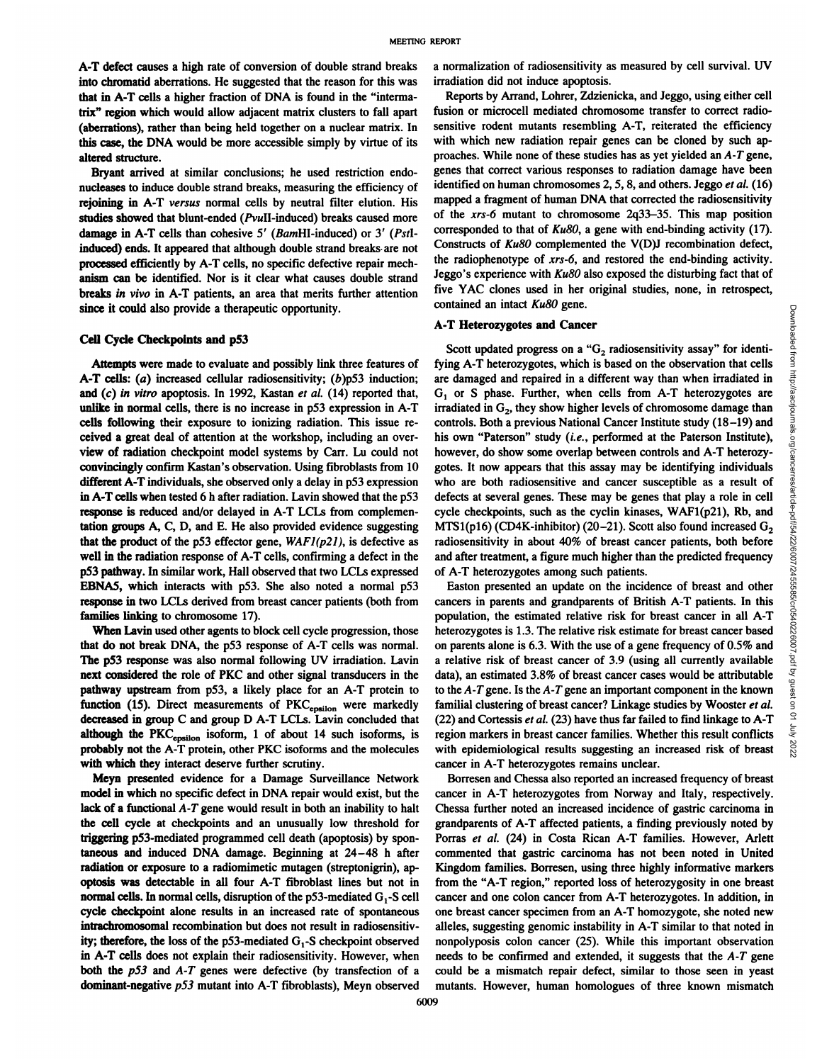A-T defect causes a high rate of conversion of double strand breaks into chromatid aberrations. He suggested that the reason for this was that in A-T cells a higher fraction of DNA is found in the "intermatrix" region which would allow adjacent matrix clusters to fall apart (aberrations), rather than being held together on a nuclear matrix. In this case, the DNA would be more accessible simply by virtue of its altered structure.

Bryant arrived at similar conclusions; he used restriction endonucleases to induce double strand breaks, measuring the efficiency of rejoining in A-T *versus* normal cells by neutral filter elution. His studies showed that blunt-ended (*Pvu*II-induced) breaks caused more damage in A-T cells than cohesive 5′ (*Bam*HI-induced) or 3′ (*Pst*I-induced) ends. It appeared that although double strand breaks are not processed efficiently by A-T cells, no specific defective repair mechanism can be identified. Nor is it clear what causes double strand breaks *in vivo* in A-T patients, an area that merits further attention since it could also provide a therapeutic opportunity.

## Cell Cycle Checkpoints and p53

Attempts were made to evaluate and possibly link three features of A-T cells: (*a*) increased cellular radiosensitivity; (*b*)p53 induction; and (*c*) *in vitro* apoptosis. In 1992, Kastan *et al.* (14) reported that, unlike in normal cells, there is no increase in p53 expression in A-T cells following their exposure to ionizing radiation. This issue received a great deal of attention at the workshop, including an overview of radiation checkpoint model systems by Carr. Lu could not convincingly confirm Kastan's observation. Using fibroblasts from 10 different A-T individuals, she observed only a delay in p53 expression in A-T cells when tested 6 h after radiation. Lavin showed that the p53 response is reduced and/or delayed in A-T LCLs from complementation groups A, C, D, and E. He also provided evidence suggesting that the product of the p53 effector gene, *WAF1(p21)*, is defective as well in the radiation response of A-T cells, confirming a defect in the p53 pathway. In similar work, Hall observed that two LCLs expressed EBNA5, which interacts with p53. She also noted a normal p53 response in two LCLs derived from breast cancer patients (both from families linking to chromosome 17).

When Lavin used other agents to block cell cycle progression, those that do not break DNA, the p53 response of A-T cells was normal. The p53 response was also normal following UV irradiation. Lavin next considered the role of PKC and other signal transducers in the pathway upstream from p53, a likely place for an A-T protein to function (15). Direct measurements of $PKC_{epsilon}$ were markedly decreased in group C and group D A-T LCLs. Lavin concluded that although the $PKC_{epsilon}$ isoform, 1 of about 14 such isoforms, is probably not the A-T protein, other PKC isoforms and the molecules with which they interact deserve further scrutiny.

Meyn presented evidence for a Damage Surveillance Network model in which no specific defect in DNA repair would exist, but the lack of a functional *A-T* gene would result in both an inability to halt the cell cycle at checkpoints and an unusually low threshold for triggering p53-mediated programmed cell death (apoptosis) by spontaneous and induced DNA damage. Beginning at 24–48 h after radiation or exposure to a radiomimetic mutagen (streptonigrin), apoptosis was detectable in all four A-T fibroblast lines but not in normal cells. In normal cells, disruption of the p53-mediated $G_1$-S cell cycle checkpoint alone results in an increased rate of spontaneous intrachromosomal recombination but does not result in radiosensitivity; therefore, the loss of the p53-mediated $G_1$-S checkpoint observed in A-T cells does not explain their radiosensitivity. However, when both the *p53* and *A-T* genes were defective (by transfection of a dominant-negative *p53* mutant into A-T fibroblasts), Meyn observed a normalization of radiosensitivity as measured by cell survival. UV irradiation did not induce apoptosis.

Reports by Arrand, Lohrer, Zdzienicka, and Jeggo, using either cell fusion or microcell mediated chromosome transfer to correct radiosensitive rodent mutants resembling A-T, reiterated the efficiency with which new radiation repair genes can be cloned by such approaches. While none of these studies has as yet yielded an *A-T* gene, genes that correct various responses to radiation damage have been identified on human chromosomes 2, 5, 8, and others. Jeggo *et al.* (16) mapped a fragment of human DNA that corrected the radiosensitivity of the *xrs-6* mutant to chromosome 2q33–35. This map position corresponded to that of *Ku80*, a gene with end-binding activity (17). Constructs of *Ku80* complemented the V(D)J recombination defect, the radiophenotype of *xrs-6*, and restored the end-binding activity. Jeggo's experience with *Ku80* also exposed the disturbing fact that of five YAC clones used in her original studies, none, in retrospect, contained an intact *Ku80* gene.

## A-T Heterozygotes and Cancer

Scott updated progress on a "$G_2$ radiosensitivity assay" for identifying A-T heterozygotes, which is based on the observation that cells are damaged and repaired in a different way than when irradiated in $G_1$ or S phase. Further, when cells from A-T heterozygotes are irradiated in $G_2$, they show higher levels of chromosome damage than controls. Both a previous National Cancer Institute study (18–19) and his own "Paterson" study (*i.e.*, performed at the Paterson Institute), however, do show some overlap between controls and A-T heterozygotes. It now appears that this assay may be identifying individuals who are both radiosensitive and cancer susceptible as a result of defects at several genes. These may be genes that play a role in cell cycle checkpoints, such as the cyclin kinases, WAF1(p21), Rb, and MTS1(p16) (CD4K-inhibitor) (20–21). Scott also found increased $G_2$ radiosensitivity in about 40% of breast cancer patients, both before and after treatment, a figure much higher than the predicted frequency of A-T heterozygotes among such patients.

Easton presented an update on the incidence of breast and other cancers in parents and grandparents of British A-T patients. In this population, the estimated relative risk for breast cancer in all A-T heterozygotes is 1.3. The relative risk estimate for breast cancer based on parents alone is 6.3. With the use of a gene frequency of 0.5% and a relative risk of breast cancer of 3.9 (using all currently available data), an estimated 3.8% of breast cancer cases would be attributable to the *A-T* gene. Is the *A-T* gene an important component in the known familial clustering of breast cancer? Linkage studies by Wooster *et al.* (22) and Cortessis *et al.* (23) have thus far failed to find linkage to A-T region markers in breast cancer families. Whether this result conflicts with epidemiological results suggesting an increased risk of breast cancer in A-T heterozygotes remains unclear.

Borresen and Chessa also reported an increased frequency of breast cancer in A-T heterozygotes from Norway and Italy, respectively. Chessa further noted an increased incidence of gastric carcinoma in grandparents of A-T affected patients, a finding previously noted by Porras *et al.* (24) in Costa Rican A-T families. However, Arlett commented that gastric carcinoma has not been noted in United Kingdom families. Borresen, using three highly informative markers from the "A-T region," reported loss of heterozygosity in one breast cancer and one colon cancer from A-T heterozygotes. In addition, in one breast cancer specimen from an A-T homozygote, she noted new alleles, suggesting genomic instability in A-T similar to that noted in nonpolyposis colon cancer (25). While this important observation needs to be confirmed and extended, it suggests that the *A-T* gene could be a mismatch repair defect, similar to those seen in yeast mutants. However, human homologues of three known mismatch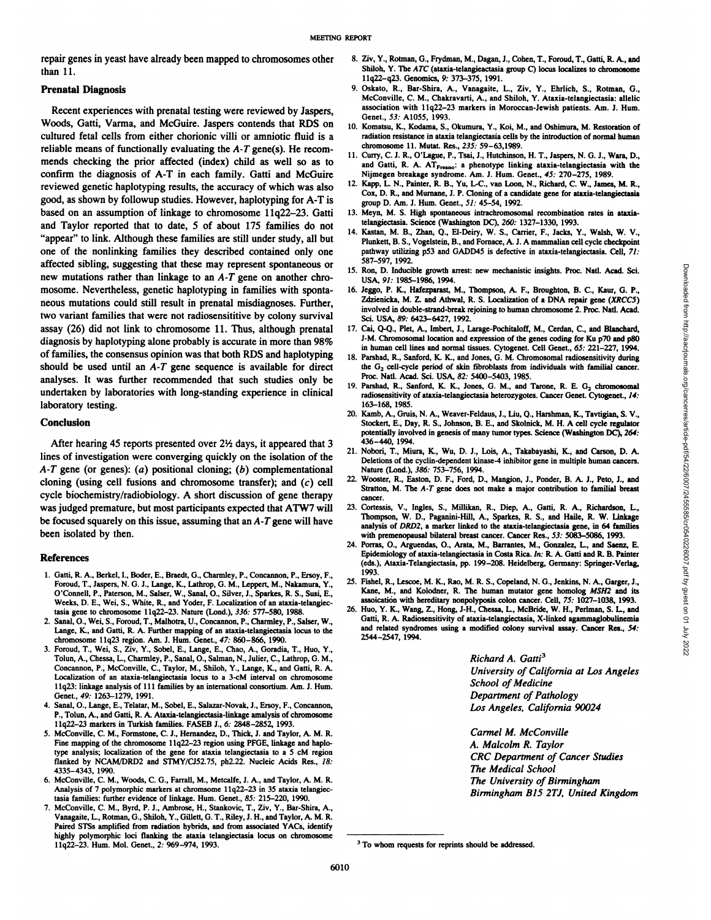repair genes in yeast have already been mapped to chromosomes other than 11.

## Prenatal Diagnosis

Recent experiences with prenatal testing were reviewed by Jaspers, Woods, Gatti, Varma, and McGuire. Jaspers contends that RDS on cultured fetal cells from either chorionic villi or amniotic fluid is a reliable means of functionally evaluating the *A-T* gene(s). He recommends checking the prior affected (index) child as well so as to confirm the diagnosis of A-T in each family. Gatti and McGuire reviewed genetic haplotyping results, the accuracy of which was also good, as shown by followup studies. However, haplotyping for A-T is based on an assumption of linkage to chromosome 11q22–23. Gatti and Taylor reported that to date, 5 of about 175 families do not "appear" to link. Although these families are still under study, all but one of the nonlinking families they described contained only one affected sibling, suggesting that these may represent spontaneous or new mutations rather than linkage to an *A-T* gene on another chromosome. Nevertheless, genetic haplotyping in families with spontaneous mutations could still result in prenatal misdiagnoses. Further, two variant families that were not radiosensititive by colony survival assay (26) did not link to chromosome 11. Thus, although prenatal diagnosis by haplotyping alone probably is accurate in more than 98% of families, the consensus opinion was that both RDS and haplotyping should be used until an *A-T* gene sequence is available for direct analyses. It was further recommended that such studies only be undertaken by laboratories with long-standing experience in clinical laboratory testing.

## Conclusion

After hearing 45 reports presented over 2½ days, it appeared that 3 lines of investigation were converging quickly on the isolation of the *A-T* gene (or genes): (*a*) positional cloning; (*b*) complementational cloning (using cell fusions and chromosome transfer); and (*c*) cell cycle biochemistry/radiobiology. A short discussion of gene therapy was judged premature, but most participants expected that ATW7 will be focused squarely on this issue, assuming that an *A-T* gene will have been isolated by then.

## References

1. Gatti, R. A., Berkel, I., Boder, E., Braedt, G., Charmley, P., Concannon, P., Ersoy, F., Foroud, T., Jaspers, N. G. J., Lange, K., Lathrop, G. M., Leppert, M., Nakamura, Y., O'Connell, P., Paterson, M., Salser, W., Sanal, O., Silver, J., Sparkes, R. S., Susi, E., Weeks, D. E., Wei, S., White, R., and Yoder, F. Localization of an ataxia-telangiectasia gene to chromosome 11q22–23. Nature (Lond.), *336:* 577–580, 1988.
2. Sanal, O., Wei, S., Foroud, T., Malhotra, U., Concannon, P., Charmley, P., Salser, W., Lange, K., and Gatti, R. A. Further mapping of an ataxia-telangiectasia locus to the chromosome 11q23 region. Am. J. Hum. Genet., *47:* 860–866, 1990.
3. Foroud, T., Wei, S., Ziv, Y., Sobel, E., Lange, E., Chao, A., Goradia, T., Huo, Y., Tolun, A., Chessa, L., Charmley, P., Sanal, O., Salman, N., Julier, C., Lathrop, G. M., Concannon, P., McConville, C., Taylor, M., Shiloh, Y., Lange, K., and Gatti, R. A. Localization of an ataxia-telangiectasia locus to a 3-cM interval on chromosome 11q23: linkage analysis of 111 families by an international consortium. Am. J. Hum. Genet., *49:* 1263–1279, 1991.
4. Sanal, O., Lange, E., Telatar, M., Sobel, E., Salazar-Novak, J., Ersoy, F., Concannon, P., Tolun, A., and Gatti, R. A. Ataxia-telangiectasia-linkage amalysis of chromosome 11q22–23 markers in Turkish families. FASEB J., *6:* 2848–2852, 1993.
5. McConville, C. M., Formstone, C. J., Hernandez, D., Thick, J. and Taylor, A. M. R. Fine mapping of the chromosome 11q22–23 region using PFGE, linkage and haplotype analysis; localization of the gene for ataxia telangiectasia to a 5 cM region flanked by NCAM/DRD2 and STMY/CJ52.75, ph2.22. Nucleic Acids Res., *18:* 4335–4343, 1990.
6. McConville, C. M., Woods, C. G., Farrall, M., Metcalfe, J. A., and Taylor, A. M. R. Analysis of 7 polymorphic markers at chromsome 11q22–23 in 35 ataxia telangiectasia families: further evidence of linkage. Hum. Genet., *85:* 215–220, 1990.
7. McConville, C. M., Byrd, P. J., Ambrose, H., Stankovic, T., Ziv, Y., Bar-Shira, A., Vanagaite, L., Rotman, G., Shiloh, Y., Gillett, G. T., Riley, J. H., and Taylor, A. M. R. Paired STSs amplified from radiation hybrids, and from associated YACs, identify highly polymorphic loci flanking the ataxia telangiectasia locus on chromosome 11q22–23. Hum. Mol. Genet., *2:* 969–974, 1993.
8. Ziv, Y., Rotman, G., Frydman, M., Dagan, J., Cohen, T., Foroud, T., Gatti, R. A., and Shiloh, Y. The *ATC* (ataxia-telangieactasia group C) locus localizes to chromosome 11q22–q23. Genomics, *9:* 373–375, 1991.
9. Oskato, R., Bar-Shira, A., Vanagaite, L., Ziv, Y., Ehrlich, S., Rotman, G., McConville, C. M., Chakravarti, A., and Shiloh, Y. Ataxia-telangiectasia: allelic association with 11q22–23 markers in Moroccan-Jewish patients. Am. J. Hum. Genet., *53:* A1055, 1993.
10. Komatsu, K., Kodama, S., Okumura, Y., Koi, M., and Oshimura, M. Restoration of radiation resistance in ataxia telangiectasia cells by the introduction of normal human chromosome 11. Mutat. Res., *235:* 59–63,1989.
11. Curry, C. J. R., O'Lague, P., Tsai, J., Hutchinson, H. T., Jaspers, N. G. J., Wara, D., and Gatti, R. A. $AT_{Fresno}$: a phenotype linking ataxia-telangiectasia with the Nijmegen breakage syndrome. Am. J. Hum. Genet., *45:* 270–275, 1989.
12. Kapp, L. N., Painter, R. B., Yu, L-C., van Loon, N., Richard, C. W., James, M. R., Cox, D. R., and Murnane, J. P. Cloning of a candidate gene for ataxia-telangiectasia group D. Am. J. Hum. Genet., *51:* 45–54, 1992.
13. Meyn, M. S. High spontaneous intrachromosomal recombination rates in ataxia-telangiectasia. Science (Washington DC), *260:* 1327–1330, 1993.
14. Kastan, M. B., Zhan, Q., El-Deiry, W. S., Carrier, F., Jacks, T., Walsh, W. V., Plunkett, B. S., Vogelstein, B., and Fornace, A. J. A mammalian cell cycle checkpoint pathway utilizing p53 and GADD45 is defective in ataxia-telangiectasia. Cell, *71:* 587–597, 1992.
15. Ron, D. Inducible growth arrest: new mechanistic insights. Proc. Natl. Acad. Sci. USA, *91:* 1985–1986, 1994.
16. Jeggo, P. K., Hafezparast, M., Thompson, A. F., Broughton, B. C., Kaur, G. P., Zdzienicka, M. Z. and Athwal, R. S. Localization of a DNA repair gene (*XRCC5*) involved in double-strand-break rejoining to human chromosome 2. Proc. Natl. Acad. Sci. USA, *89:* 6423–6427, 1992.
17. Cai, Q-Q., Plet, A., Imbert, J., Larage-Pochitaloff, M., Cerdan, C., and Blanchard, J-M. Chromosomal location and expression of the genes coding for Ku p70 and p80 in human cell lines and normal tissues. Cytogenet. Cell Genet., *65:* 221–227, 1994.
18. Parshad, R., Sanford, K. K., and Jones, G. M. Chromosomal radiosensitivity during the $G_2$ cell-cycle period of skin fibroblasts from individuals with familial cancer. Proc. Natl. Acad. Sci. USA, *82:* 5400–5403, 1985.
19. Parshad, R., Sanford, K. K., Jones, G. M., and Tarone, R. E. $G_2$ chromosomal radiosensitivity of ataxia-telangiectasia heterozygotes. Cancer Genet. Cytogenet., *14:* 163–168, 1985.
20. Kamb, A., Gruis, N. A., Weaver-Feldaus, J., Liu, Q., Harshman, K., Tavtigian, S. V., Stockert, E., Day, R. S., Johnson, B. E., and Skolnick, M. H. A cell cycle regulator potentially involved in genesis of many tumor types. Science (Washington DC), *264:* 436–440, 1994.
21. Nobori, T., Miura, K., Wu, D. J., Lois, A., Takabayashi, K., and Carson, D. A. Deletions of the cyclin-dependent kinase-4 inhibitor gene in multiple human cancers. Nature (Lond.), *386:* 753–756, 1994.
22. Wooster, R., Easton, D. F., Ford, D., Mangion, J., Ponder, B. A. J., Peto, J., and Stratton, M. The *A-T* gene does not make a major contribution to familial breast cancer.
23. Cortessis, V., Ingles, S., Millikan, R., Diep, A., Gatti, R. A., Richardson, L., Thompson, W. D., Paganini-Hill, A., Sparkes, R. S., and Haile, R. W. Linkage analysis of *DRD2*, a marker linked to the ataxia-telangiectasia gene, in 64 families with premenopausal bilateral breast cancer. Cancer Res., *53:* 5083–5086, 1993.
24. Porras, O., Arguendas, O., Arata, M., Barrantes, M., Gonzalez, L., and Saenz, E. Epidemiology of ataxia-telangiectasia in Costa Rica. *In:* R. A. Gatti and R. B. Painter (eds.), Ataxia-Telangiectasia, pp. 199–208. Heidelberg, Germany: Springer-Verlag, 1993.
25. Fishel, R., Lescoe, M. K., Rao, M. R. S., Copeland, N. G., Jenkins, N. A., Garger, J., Kane, M., and Kolodner, R. The human mutator gene homolog *MSH2* and its assoication with hereditary nonpolyposis colon cancer. Cell, *75:* 1027–1038, 1993.
26. Huo, Y. K., Wang, Z., Hong, J-H., Chessa, L., McBride, W. H., Perlman, S. L., and Gatti, R. A. Radiosensitivity of ataxia-telangiectasia, X-linked agammaglobulinemia and related syndromes using a modified colony survival assay. Cancer Res., *54:* 2544–2547, 1994.

*Richard A. Gatti*[3]
*University of California at Los Angeles*
*School of Medicine*
*Department of Pathology*
*Los Angeles, California 90024*

*Carmel M. McConville*
*A. Malcolm R. Taylor*
*CRC Department of Cancer Studies*
*The Medical School*
*The University of Birmingham*
*Birmingham B15 2TJ, United Kingdom*

[3] To whom requests for reprints should be addressed.